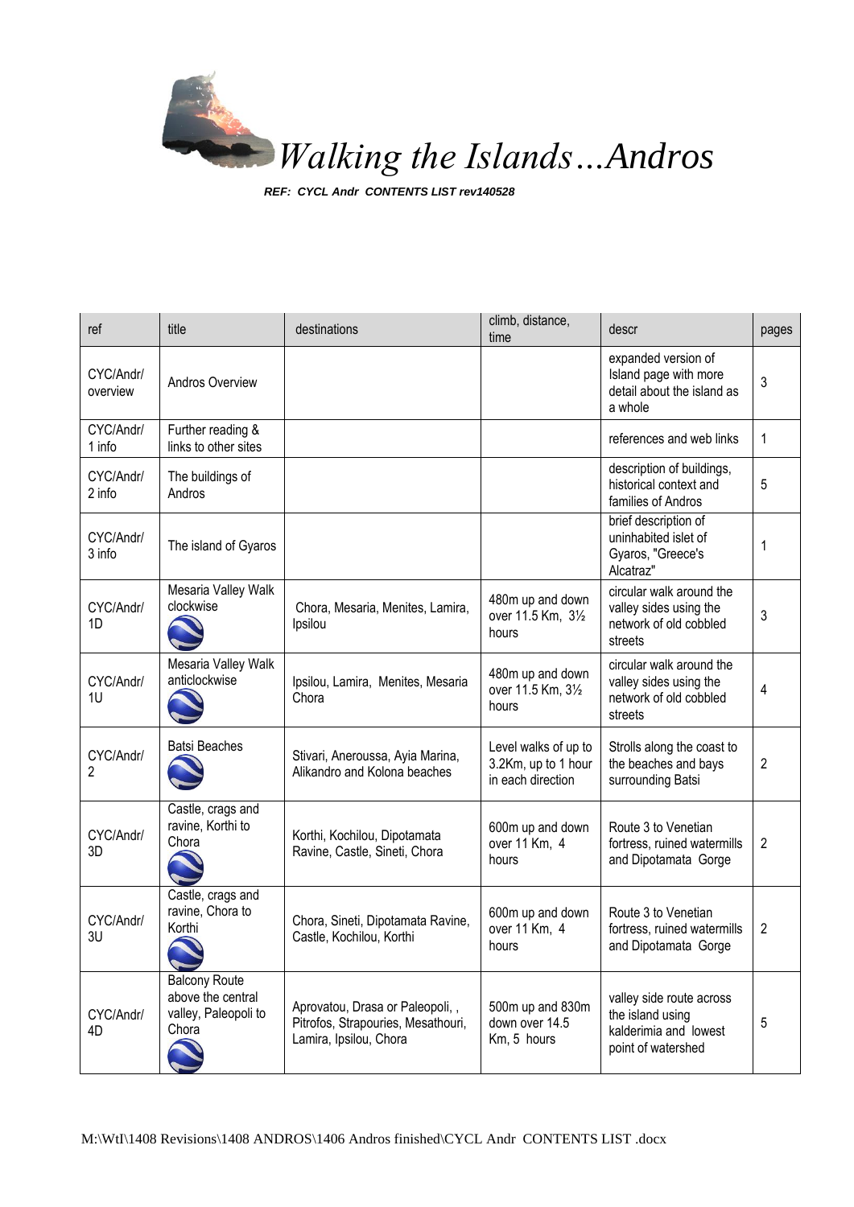# *Walking the Islands…Andros*

***REF: CYCL Andr CONTENTS LIST rev140528***

| ref | title | destinations | climb, distance, time | descr | pages |
|---|---|---|---|---|---|
| CYC/Andr/ overview | Andros Overview | | | expanded version of Island page with more detail about the island as a whole | 3 |
| CYC/Andr/ 1 info | Further reading & links to other sites | | | references and web links | 1 |
| CYC/Andr/ 2 info | The buildings of Andros | | | description of buildings, historical context and families of Andros | 5 |
| CYC/Andr/ 3 info | The island of Gyaros | | | brief description of uninhabited islet of Gyaros, "Greece's Alcatraz" | 1 |
| CYC/Andr/ 1D | Mesaria Valley Walk clockwise | Chora, Mesaria, Menites, Lamira, Ipsilou | 480m up and down over 11.5 Km, 3½ hours | circular walk around the valley sides using the network of old cobbled streets | 3 |
| CYC/Andr/ 1U | Mesaria Valley Walk anticlockwise | Ipsilou, Lamira, Menites, Mesaria Chora | 480m up and down over 11.5 Km, 3½ hours | circular walk around the valley sides using the network of old cobbled streets | 4 |
| CYC/Andr/ 2 | Batsi Beaches | Stivari, Aneroussa, Ayia Marina, Alikandro and Kolona beaches | Level walks of up to 3.2Km, up to 1 hour in each direction | Strolls along the coast to the beaches and bays surrounding Batsi | 2 |
| CYC/Andr/ 3D | Castle, crags and ravine, Korthi to Chora | Korthi, Kochilou, Dipotamata Ravine, Castle, Sineti, Chora | 600m up and down over 11 Km, 4 hours | Route 3 to Venetian fortress, ruined watermills and Dipotamata Gorge | 2 |
| CYC/Andr/ 3U | Castle, crags and ravine, Chora to Korthi | Chora, Sineti, Dipotamata Ravine, Castle, Kochilou, Korthi | 600m up and down over 11 Km, 4 hours | Route 3 to Venetian fortress, ruined watermills and Dipotamata Gorge | 2 |
| CYC/Andr/ 4D | Balcony Route above the central valley, Paleopoli to Chora | Aprovatou, Drasa or Paleopoli, , Pitrofos, Strapouries, Mesathouri, Lamira, Ipsilou, Chora | 500m up and 830m down over 14.5 Km, 5 hours | valley side route across the island using kalderimia and lowest point of watershed | 5 |

M:\WtI\1408 Revisions\1408 ANDROS\1406 Andros finished\CYCL Andr CONTENTS LIST .docx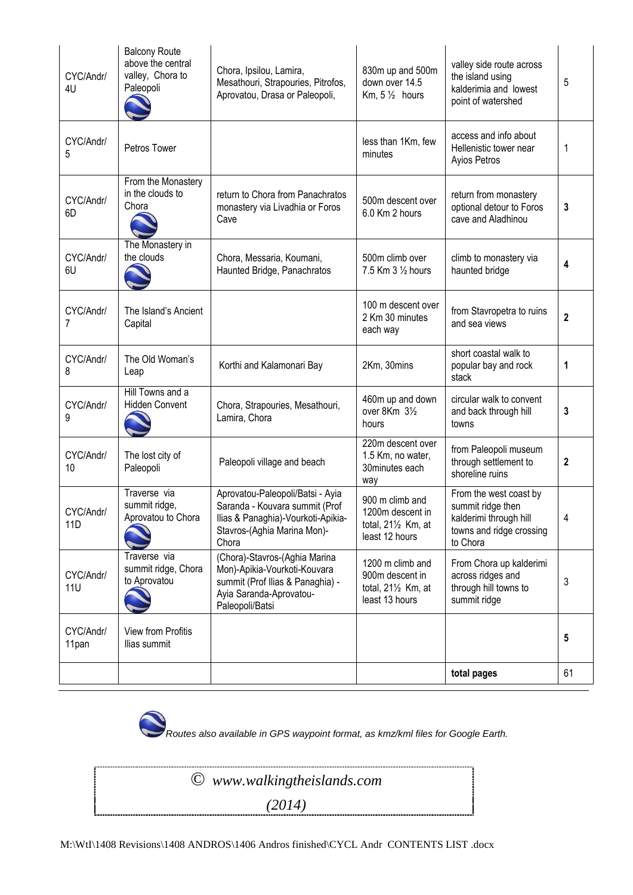| | | | | | |
|---|---|---|---|---|---|
| CYC/Andr/ 4U | Balcony Route above the central valley, Chora to Paleopoli | Chora, Ipsilou, Lamira, Mesathouri, Strapouries, Pitrofos, Aprovatou, Drasa or Paleopoli, | 830m up and 500m down over 14.5 Km, 5 ½ hours | valley side route across the island using kalderimia and lowest point of watershed | 5 |
| CYC/Andr/ 5 | Petros Tower | | less than 1Km, few minutes | access and info about Hellenistic tower near Ayios Petros | 1 |
| CYC/Andr/ 6D | From the Monastery in the clouds to Chora | return to Chora from Panachratos monastery via Livadhia or Foros Cave | 500m descent over 6.0 Km 2 hours | return from monastery optional detour to Foros cave and Aladhinou | **3** |
| CYC/Andr/ 6U | The Monastery in the clouds | Chora, Messaria, Koumani, Haunted Bridge, Panachratos | 500m climb over 7.5 Km 3 ½ hours | climb to monastery via haunted bridge | **4** |
| CYC/Andr/ 7 | The Island's Ancient Capital | | 100 m descent over 2 Km 30 minutes each way | from Stavropetra to ruins and sea views | **2** |
| CYC/Andr/ 8 | The Old Woman's Leap | Korthi and Kalamonari Bay | 2Km, 30mins | short coastal walk to popular bay and rock stack | **1** |
| CYC/Andr/ 9 | Hill Towns and a Hidden Convent | Chora, Strapouries, Mesathouri, Lamira, Chora | 460m up and down over 8Km 3½ hours | circular walk to convent and back through hill towns | **3** |
| CYC/Andr/ 10 | The lost city of Paleopoli | Paleopoli village and beach | 220m descent over 1.5 Km, no water, 30minutes each way | from Paleopoli museum through settlement to shoreline ruins | **2** |
| CYC/Andr/ 11D | Traverse via summit ridge, Aprovatou to Chora | Aprovatou-Paleopoli/Batsi - Ayia Saranda - Kouvara summit (Prof Ilias & Panaghia)-Vourkoti-Apikia-Stavros-(Aghia Marina Mon)-Chora | 900 m climb and 1200m descent in total, 21½ Km, at least 12 hours | From the west coast by summit ridge then kalderimi through hill towns and ridge crossing to Chora | 4 |
| CYC/Andr/ 11U | Traverse via summit ridge, Chora to Aprovatou | (Chora)-Stavros-(Aghia Marina Mon)-Apikia-Vourkoti-Kouvara summit (Prof Ilias & Panaghia) - Ayia Saranda-Aprovatou-Paleopoli/Batsi | 1200 m climb and 900m descent in total, 21½ Km, at least 13 hours | From Chora up kalderimi across ridges and through hill towns to summit ridge | 3 |
| CYC/Andr/ 11pan | View from Profitis Ilias summit | | | | **5** |
| | | | | **total pages** | 61 |

*Routes also available in GPS waypoint format, as kmz/kml files for Google Earth.*

© *www.walkingtheislands.com*

*(2014)*

M:\WtI\1408 Revisions\1408 ANDROS\1406 Andros finished\CYCL Andr CONTENTS LIST .docx